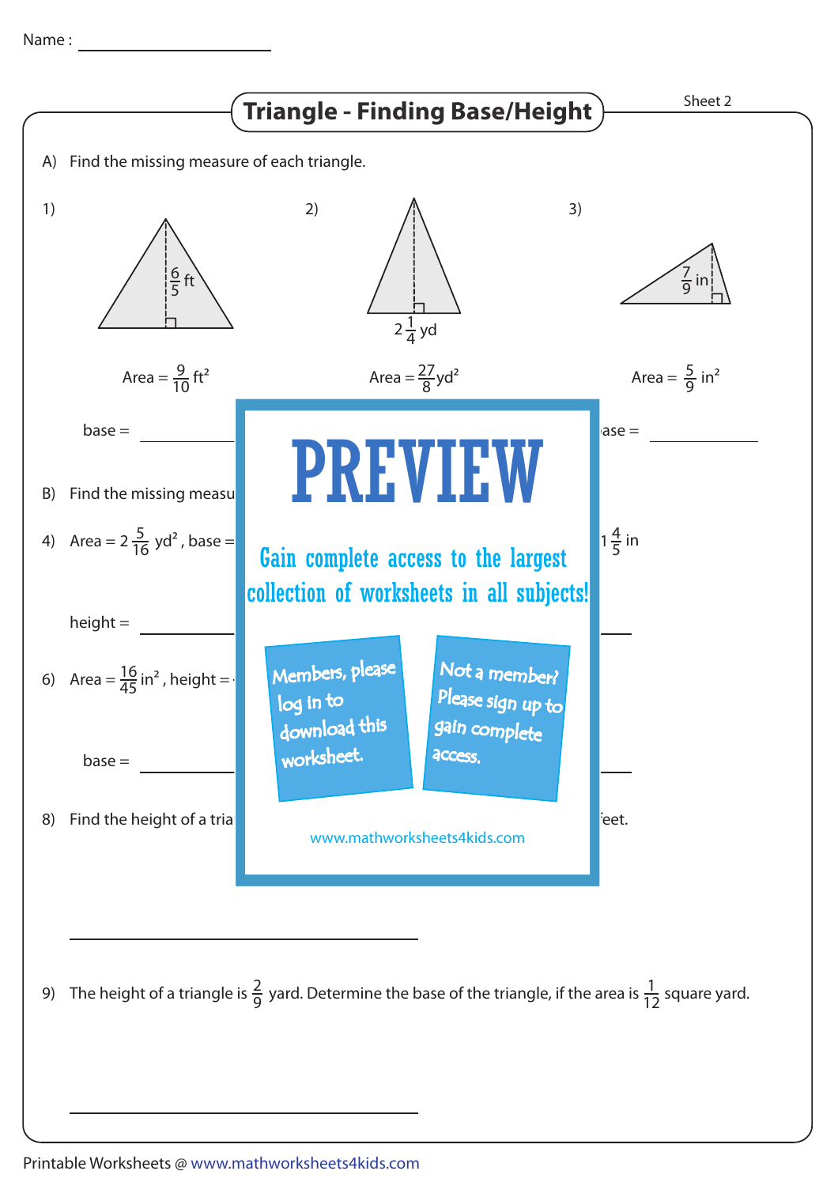Name : ____________________

# Triangle - Finding Base/Height

Sheet 2

A) Find the missing measure of each triangle.

1) height = $\frac{6}{5}$ ft

Area = $\frac{9}{10}$ ft²

base = __________

2) base = $2\frac{1}{4}$ yd

Area = $\frac{27}{8}$ yd²

3) height = $\frac{7}{9}$ in

Area = $\frac{5}{9}$ in²

base = __________

B) Find the missing measu

4) Area = $2\frac{5}{16}$ yd² , base =

$1\frac{4}{5}$ in

height = __________

6) Area = $\frac{16}{45}$ in² , height =

base = __________

8) Find the height of a tria

feet.

__________________________________________

9) The height of a triangle is $\frac{2}{9}$ yard. Determine the base of the triangle, if the area is $\frac{1}{12}$ square yard.

__________________________________________

PREVIEW

Gain complete access to the largest collection of worksheets in all subjects!

Members, please log in to download this worksheet.

Not a member? Please sign up to gain complete access.

www.mathworksheets4kids.com

Printable Worksheets @ www.mathworksheets4kids.com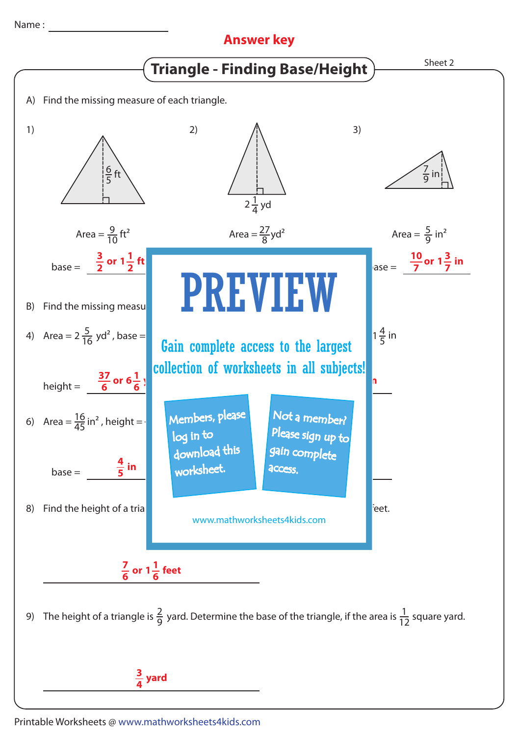Name : ________________

**Answer key**

# Triangle - Finding Base/Height

Sheet 2

A) Find the missing measure of each triangle.

1) $\frac{6}{5}$ ft

Area = $\frac{9}{10}$ ft$^2$

base = **$\frac{3}{2}$ or $1\frac{1}{2}$ ft**

2) $2\frac{1}{4}$ yd

Area = $\frac{27}{8}$ yd$^2$

3) $\frac{7}{9}$ in

Area = $\frac{5}{9}$ in$^2$

base = **$\frac{10}{7}$ or $1\frac{3}{7}$ in**

B) Find the missing measu

4) Area = $2\frac{5}{16}$ yd$^2$, base =

height = **$\frac{37}{6}$ or $6\frac{1}{6}$**

$1\frac{4}{5}$ in

6) Area = $\frac{16}{45}$ in$^2$, height =

base = **$\frac{4}{5}$ in**

8) Find the height of a tria ... feet.

**$\frac{7}{6}$ or $1\frac{1}{6}$ feet**

9) The height of a triangle is $\frac{2}{9}$ yard. Determine the base of the triangle, if the area is $\frac{1}{12}$ square yard.

**$\frac{3}{4}$ yard**

PREVIEW

Gain complete access to the largest collection of worksheets in all subjects!

Members, please log in to download this worksheet.

Not a member? Please sign up to gain complete access.

www.mathworksheets4kids.com